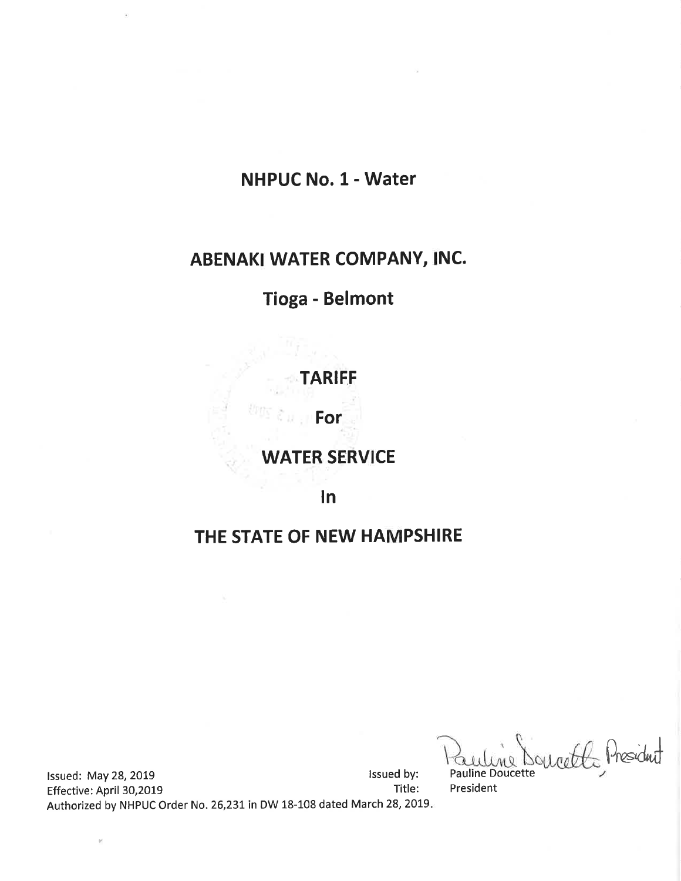# NHPUC No. 1 - Water

# ABENAKI WATER COMPANY, INC.

## Tioga - Belmont

## TARIFF

## For

## WATER SERVICE

## In

# THE STATE OF NEW HAMPSHIRE

Issued: May 28, 2019 Issued by: Pauline Doucette

Effective: April 30,2019 Title: President

Authorized by NHPUC Order No. 26,231 in DW 18-108 dated March 28, 2019.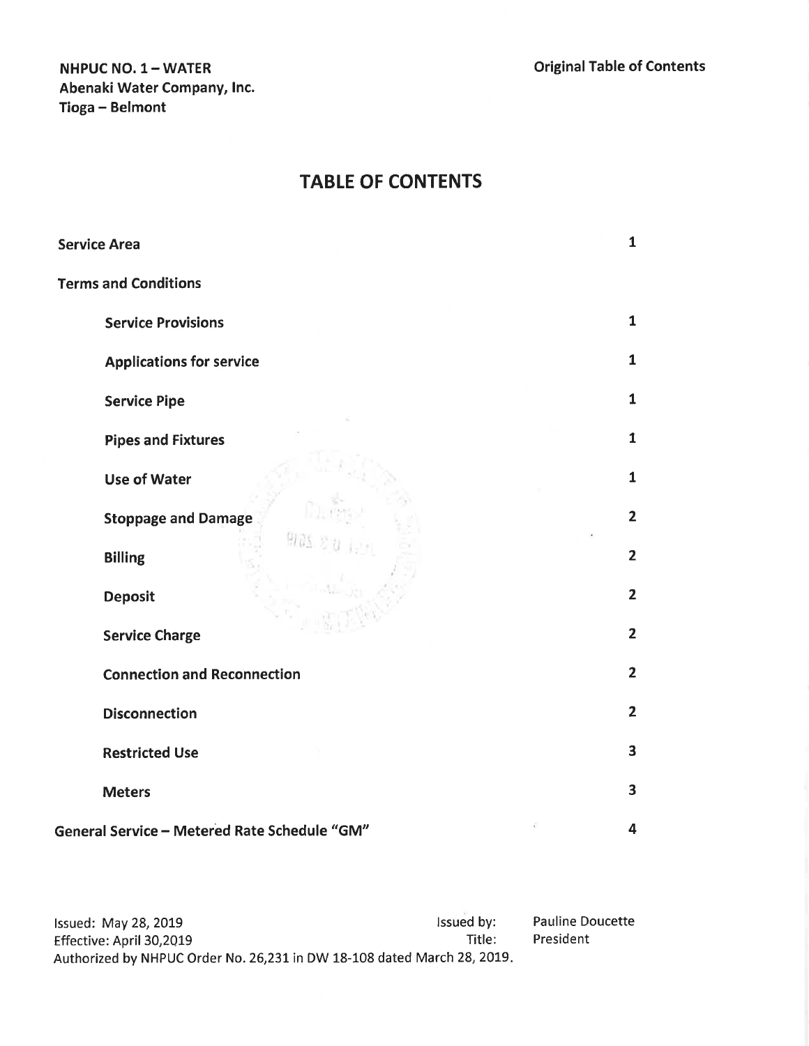**NHPUC NO. 1 – WATER**
**Abenaki Water Company, Inc.**
**Tioga – Belmont**

**Original Table of Contents**

# TABLE OF CONTENTS

| | |
|---|---|
| **Service Area** | **1** |
| **Terms and Conditions** | |
| &nbsp;&nbsp;&nbsp;&nbsp;**Service Provisions** | **1** |
| &nbsp;&nbsp;&nbsp;&nbsp;**Applications for service** | **1** |
| &nbsp;&nbsp;&nbsp;&nbsp;**Service Pipe** | **1** |
| &nbsp;&nbsp;&nbsp;&nbsp;**Pipes and Fixtures** | **1** |
| &nbsp;&nbsp;&nbsp;&nbsp;**Use of Water** | **1** |
| &nbsp;&nbsp;&nbsp;&nbsp;**Stoppage and Damage** | **2** |
| &nbsp;&nbsp;&nbsp;&nbsp;**Billing** | **2** |
| &nbsp;&nbsp;&nbsp;&nbsp;**Deposit** | **2** |
| &nbsp;&nbsp;&nbsp;&nbsp;**Service Charge** | **2** |
| &nbsp;&nbsp;&nbsp;&nbsp;**Connection and Reconnection** | **2** |
| &nbsp;&nbsp;&nbsp;&nbsp;**Disconnection** | **2** |
| &nbsp;&nbsp;&nbsp;&nbsp;**Restricted Use** | **3** |
| &nbsp;&nbsp;&nbsp;&nbsp;**Meters** | **3** |
| **General Service – Metered Rate Schedule "GM"** | **4** |

Issued: May 28, 2019 &nbsp;&nbsp;&nbsp;&nbsp; Issued by: Pauline Doucette
Effective: April 30,2019 &nbsp;&nbsp;&nbsp;&nbsp; Title: President
Authorized by NHPUC Order No. 26,231 in DW 18-108 dated March 28, 2019.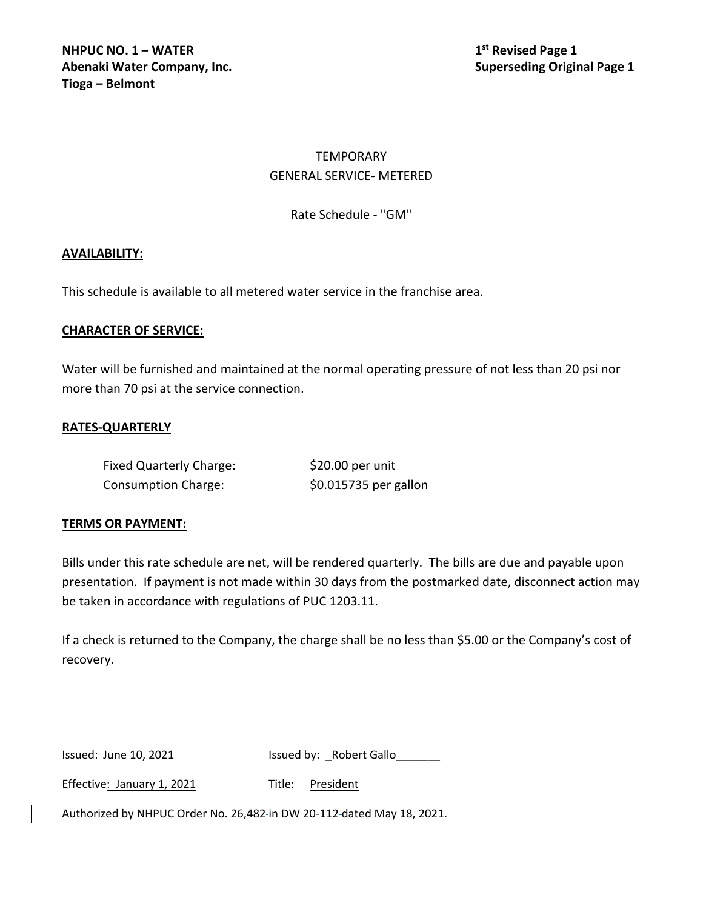**NHPUC NO. 1 – WATER**
**Abenaki Water Company, Inc.**
**Tioga – Belmont**

**1st Revised Page 1**
**Superseding Original Page 1**

TEMPORARY

GENERAL SERVICE- METERED

Rate Schedule - "GM"

**AVAILABILITY:**

This schedule is available to all metered water service in the franchise area.

**CHARACTER OF SERVICE:**

Water will be furnished and maintained at the normal operating pressure of not less than 20 psi nor more than 70 psi at the service connection.

**RATES-QUARTERLY**

| | |
|---|---|
| Fixed Quarterly Charge: | $20.00 per unit |
| Consumption Charge: | $0.015735 per gallon |

**TERMS OR PAYMENT:**

Bills under this rate schedule are net, will be rendered quarterly. The bills are due and payable upon presentation. If payment is not made within 30 days from the postmarked date, disconnect action may be taken in accordance with regulations of PUC 1203.11.

If a check is returned to the Company, the charge shall be no less than $5.00 or the Company's cost of recovery.

Issued: June 10, 2021 Issued by: Robert Gallo

Effective: January 1, 2021 Title: President

Authorized by NHPUC Order No. 26,482 in DW 20-112 dated May 18, 2021.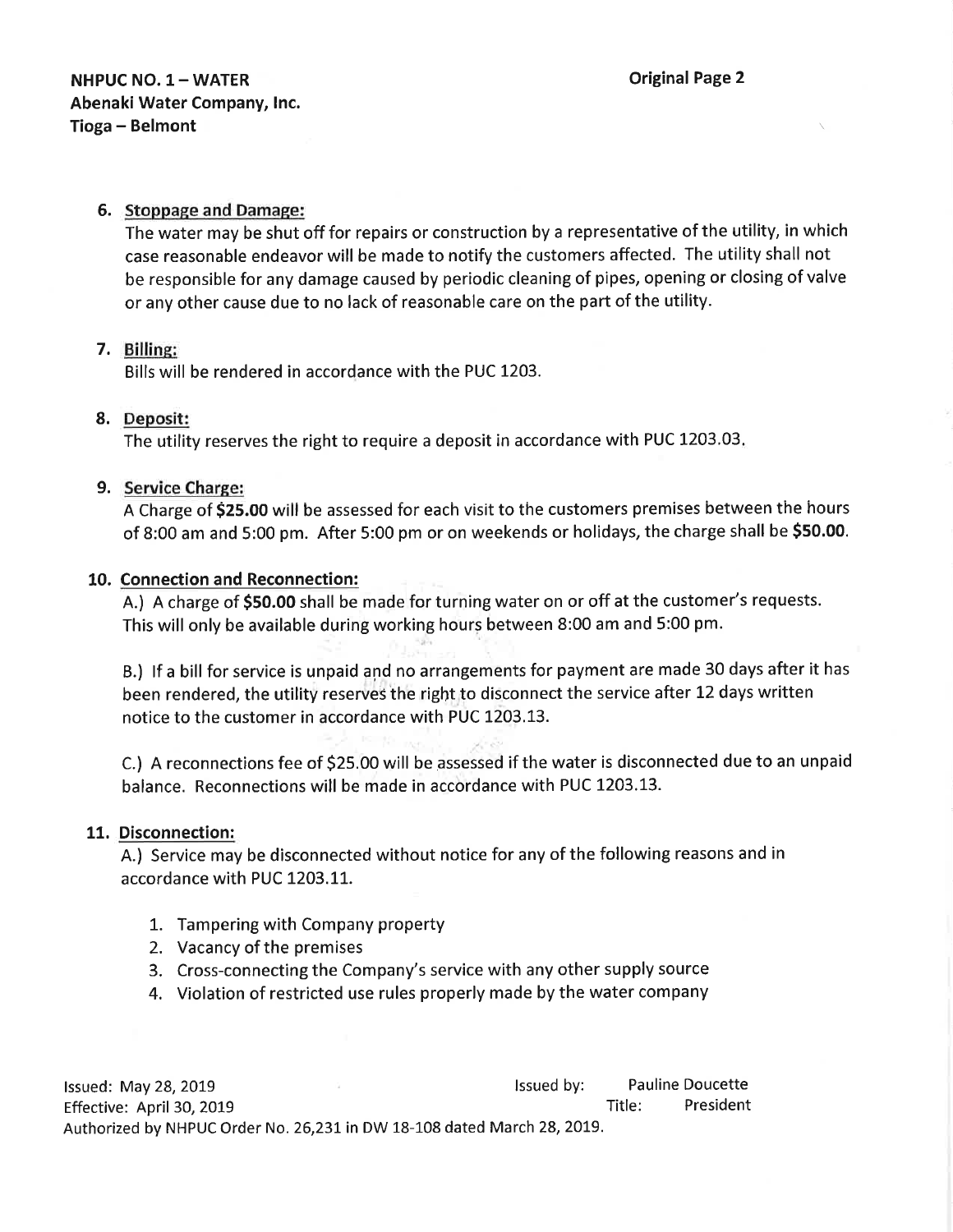**NHPUC NO. 1 – WATER**
**Abenaki Water Company, Inc.**
**Tioga – Belmont**

**Original Page 2**

6. **Stoppage and Damage:**
   The water may be shut off for repairs or construction by a representative of the utility, in which case reasonable endeavor will be made to notify the customers affected. The utility shall not be responsible for any damage caused by periodic cleaning of pipes, opening or closing of valve or any other cause due to no lack of reasonable care on the part of the utility.

7. **Billing:**
   Bills will be rendered in accordance with the PUC 1203.

8. **Deposit:**
   The utility reserves the right to require a deposit in accordance with PUC 1203.03.

9. **Service Charge:**
   A Charge of **$25.00** will be assessed for each visit to the customers premises between the hours of 8:00 am and 5:00 pm. After 5:00 pm or on weekends or holidays, the charge shall be **$50.00**.

10. **Connection and Reconnection:**
    A.) A charge of **$50.00** shall be made for turning water on or off at the customer's requests. This will only be available during working hours between 8:00 am and 5:00 pm.

    B.) If a bill for service is unpaid and no arrangements for payment are made 30 days after it has been rendered, the utility reserves the right to disconnect the service after 12 days written notice to the customer in accordance with PUC 1203.13.

    C.) A reconnections fee of $25.00 will be assessed if the water is disconnected due to an unpaid balance. Reconnections will be made in accordance with PUC 1203.13.

11. **Disconnection:**
    A.) Service may be disconnected without notice for any of the following reasons and in accordance with PUC 1203.11.

    1. Tampering with Company property
    2. Vacancy of the premises
    3. Cross-connecting the Company's service with any other supply source
    4. Violation of restricted use rules properly made by the water company

Issued: May 28, 2019
Effective: April 30, 2019
Issued by: Pauline Doucette
Title: President
Authorized by NHPUC Order No. 26,231 in DW 18-108 dated March 28, 2019.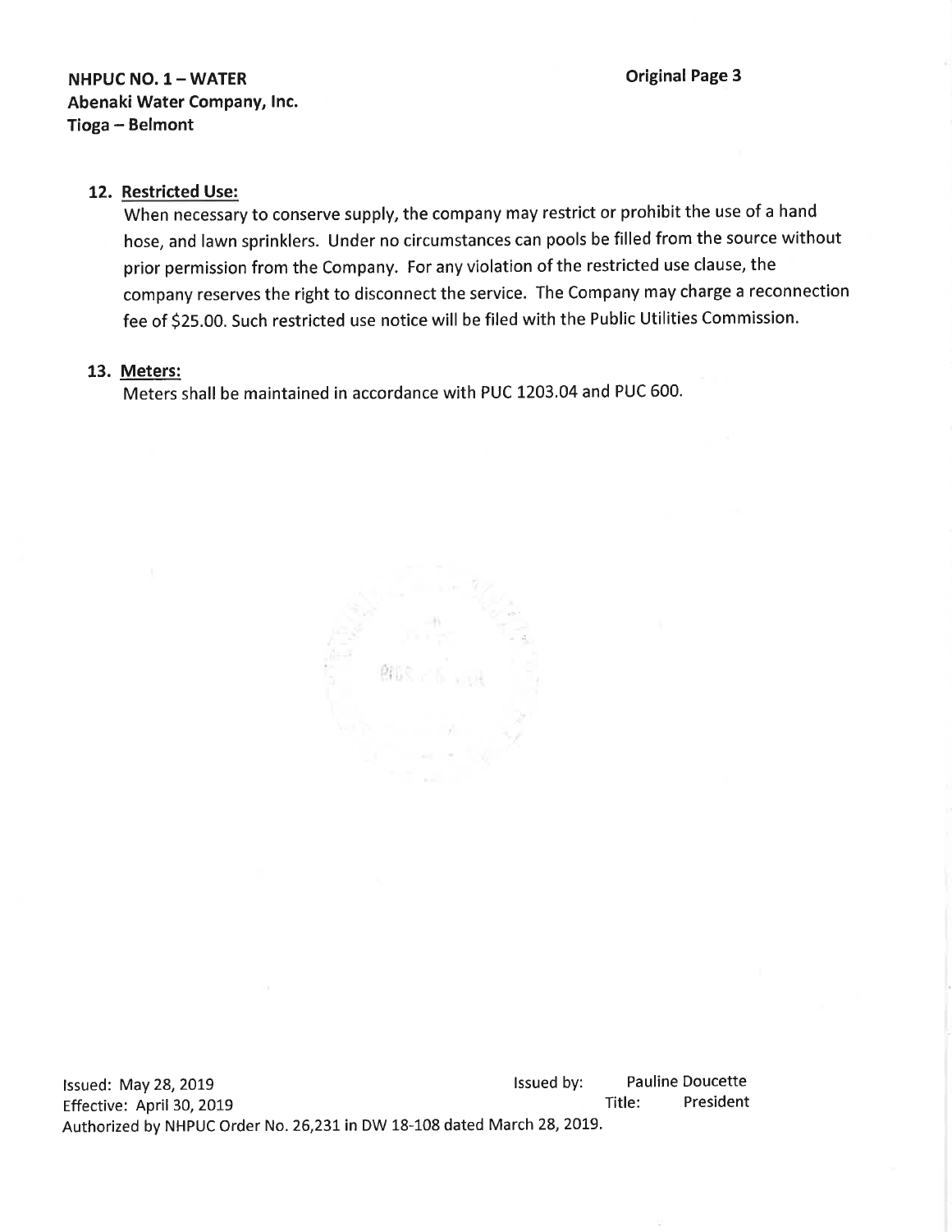**NHPUC NO. 1 – WATER**
**Abenaki Water Company, Inc.**
**Tioga – Belmont**

**Original Page 3**

**12. Restricted Use:**

When necessary to conserve supply, the company may restrict or prohibit the use of a hand hose, and lawn sprinklers. Under no circumstances can pools be filled from the source without prior permission from the Company. For any violation of the restricted use clause, the company reserves the right to disconnect the service. The Company may charge a reconnection fee of $25.00. Such restricted use notice will be filed with the Public Utilities Commission.

**13. Meters:**

Meters shall be maintained in accordance with PUC 1203.04 and PUC 600.

Issued: May 28, 2019
Effective: April 30, 2019
Issued by: Pauline Doucette
Title: President
Authorized by NHPUC Order No. 26,231 in DW 18-108 dated March 28, 2019.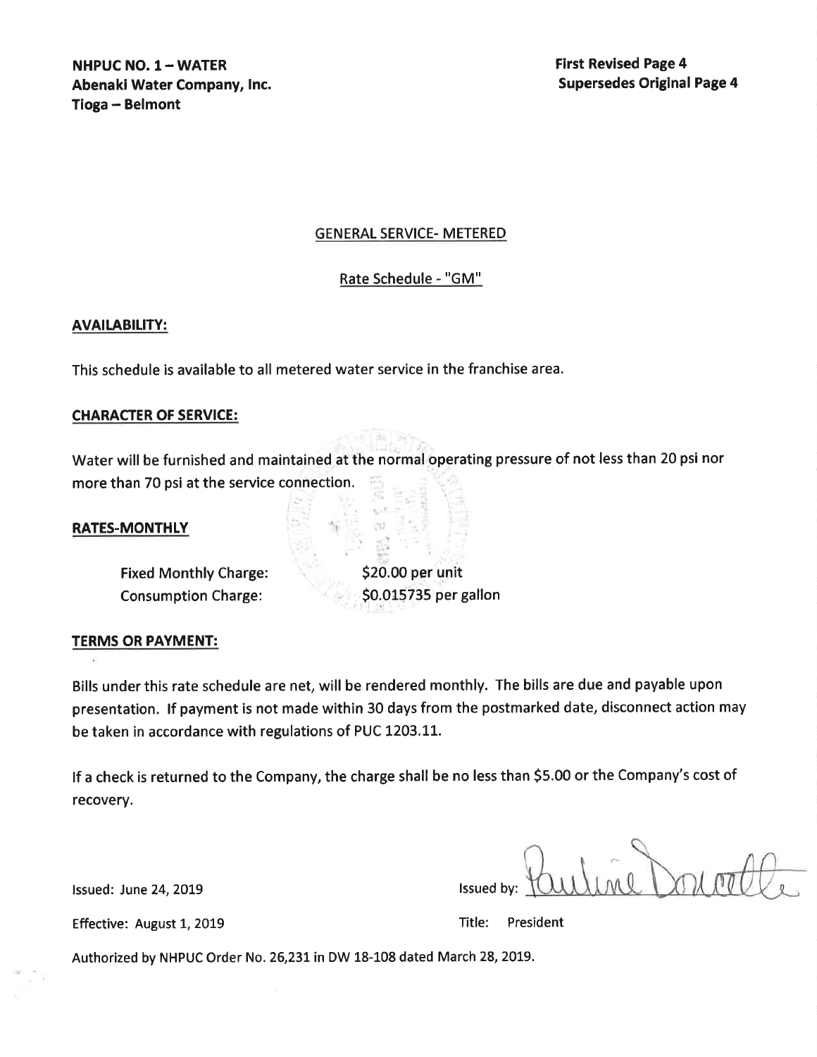**NHPUC NO. 1 – WATER**
**Abenaki Water Company, Inc.**
**Tioga – Belmont**

**First Revised Page 4**
**Supersedes Original Page 4**

## GENERAL SERVICE- METERED

Rate Schedule - "GM"

**AVAILABILITY:**

This schedule is available to all metered water service in the franchise area.

**CHARACTER OF SERVICE:**

Water will be furnished and maintained at the normal operating pressure of not less than 20 psi nor more than 70 psi at the service connection.

**RATES-MONTHLY**

| | |
|---|---|
| Fixed Monthly Charge: | $20.00 per unit |
| Consumption Charge: | $0.015735 per gallon |

**TERMS OR PAYMENT:**

Bills under this rate schedule are net, will be rendered monthly. The bills are due and payable upon presentation. If payment is not made within 30 days from the postmarked date, disconnect action may be taken in accordance with regulations of PUC 1203.11.

If a check is returned to the Company, the charge shall be no less than $5.00 or the Company's cost of recovery.

Issued: June 24, 2019

Issued by: Pauline Doucette

Effective: August 1, 2019

Title: President

Authorized by NHPUC Order No. 26,231 in DW 18-108 dated March 28, 2019.